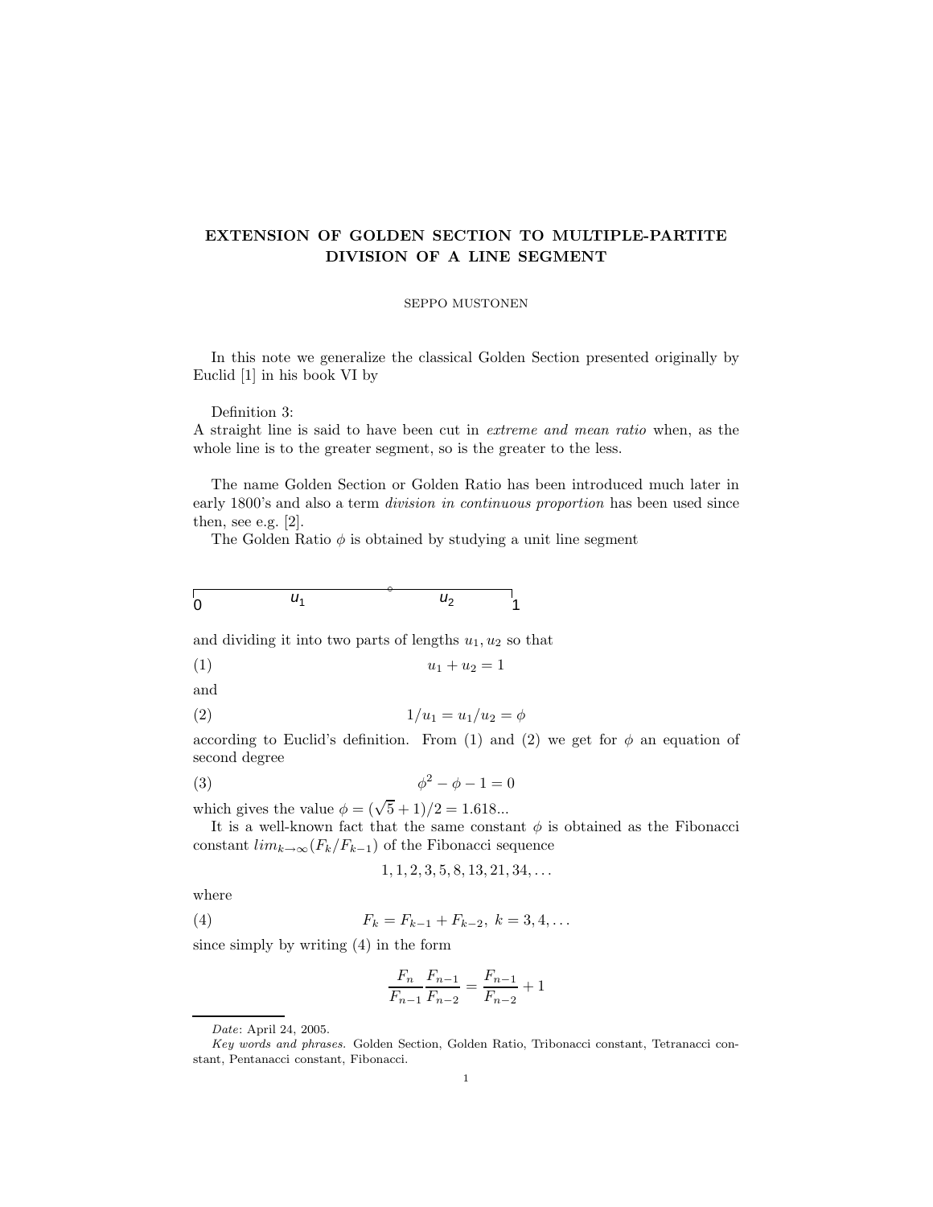# EXTENSION OF GOLDEN SECTION TO MULTIPLE-PARTITE DIVISION OF A LINE SEGMENT

SEPPO MUSTONEN

In this note we generalize the classical Golden Section presented originally by Euclid [1] in his book VI by

Definition 3:
A straight line is said to have been cut in *extreme and mean ratio* when, as the whole line is to the greater segment, so is the greater to the less.

The name Golden Section or Golden Ratio has been introduced much later in early 1800's and also a term *division in continuous proportion* has been used since then, see e.g. [2].

The Golden Ratio $\phi$ is obtained by studying a unit line segment

0 $u_1$ $u_2$ 1

and dividing it into two parts of lengths $u_1, u_2$ so that

$$u_1 + u_2 = 1 \tag{1}$$

and

$$1/u_1 = u_1/u_2 = \phi \tag{2}$$

according to Euclid's definition. From (1) and (2) we get for $\phi$ an equation of second degree

$$\phi^2 - \phi - 1 = 0 \tag{3}$$

which gives the value $\phi = (\sqrt{5}+1)/2 = 1.618...$

It is a well-known fact that the same constant $\phi$ is obtained as the Fibonacci constant $lim_{k\to\infty}(F_k/F_{k-1})$ of the Fibonacci sequence

$$1, 1, 2, 3, 5, 8, 13, 21, 34, \ldots$$

where

$$F_k = F_{k-1} + F_{k-2},\ k = 3, 4, \ldots \tag{4}$$

since simply by writing (4) in the form

$$\frac{F_n}{F_{n-1}}\frac{F_{n-1}}{F_{n-2}} = \frac{F_{n-1}}{F_{n-2}} + 1$$

---

*Date*: April 24, 2005.

*Key words and phrases.* Golden Section, Golden Ratio, Tribonacci constant, Tetranacci constant, Pentanacci constant, Fibonacci.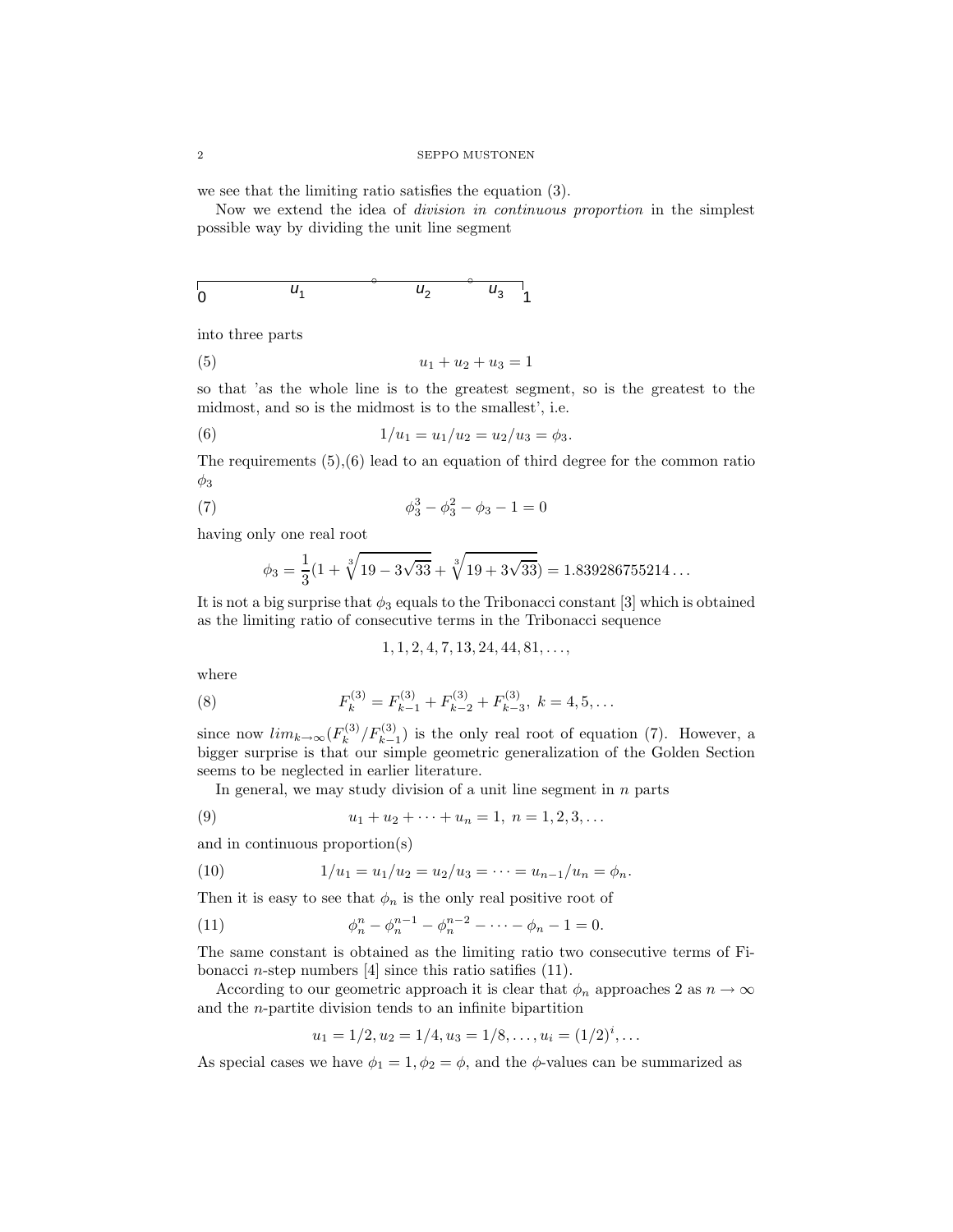we see that the limiting ratio satisfies the equation (3).

Now we extend the idea of *division in continuous proportion* in the simplest possible way by dividing the unit line segment

$$0 \quad u_1 \quad u_2 \quad u_3 \quad 1$$

into three parts

$$u_1 + u_2 + u_3 = 1 \tag{5}$$

so that 'as the whole line is to the greatest segment, so is the greatest to the midmost, and so is the midmost is to the smallest', i.e.

$$1/u_1 = u_1/u_2 = u_2/u_3 = \phi_3. \tag{6}$$

The requirements (5),(6) lead to an equation of third degree for the common ratio $\phi_3$

$$\phi_3^3 - \phi_3^2 - \phi_3 - 1 = 0 \tag{7}$$

having only one real root

$$\phi_3 = \frac{1}{3}(1 + \sqrt[3]{19 - 3\sqrt{33}} + \sqrt[3]{19 + 3\sqrt{33}}) = 1.839286755214\ldots$$

It is not a big surprise that $\phi_3$ equals to the Tribonacci constant [3] which is obtained as the limiting ratio of consecutive terms in the Tribonacci sequence

$$1, 1, 2, 4, 7, 13, 24, 44, 81, \ldots,$$

where

$$F_k^{(3)} = F_{k-1}^{(3)} + F_{k-2}^{(3)} + F_{k-3}^{(3)},\ k = 4, 5, \ldots \tag{8}$$

since now $lim_{k\to\infty}(F_k^{(3)}/F_{k-1}^{(3)})$ is the only real root of equation (7). However, a bigger surprise is that our simple geometric generalization of the Golden Section seems to be neglected in earlier literature.

In general, we may study division of a unit line segment in $n$ parts

$$u_1 + u_2 + \cdots + u_n = 1,\ n = 1, 2, 3, \ldots \tag{9}$$

and in continuous proportion(s)

$$1/u_1 = u_1/u_2 = u_2/u_3 = \cdots = u_{n-1}/u_n = \phi_n. \tag{10}$$

Then it is easy to see that $\phi_n$ is the only real positive root of

$$\phi_n^n - \phi_n^{n-1} - \phi_n^{n-2} - \cdots - \phi_n - 1 = 0. \tag{11}$$

The same constant is obtained as the limiting ratio two consecutive terms of Fibonacci $n$-step numbers [4] since this ratio satifies (11).

According to our geometric approach it is clear that $\phi_n$ approaches 2 as $n \to \infty$ and the $n$-partite division tends to an infinite bipartition

$$u_1 = 1/2, u_2 = 1/4, u_3 = 1/8, \ldots, u_i = (1/2)^i, \ldots$$

As special cases we have $\phi_1 = 1, \phi_2 = \phi$, and the $\phi$-values can be summarized as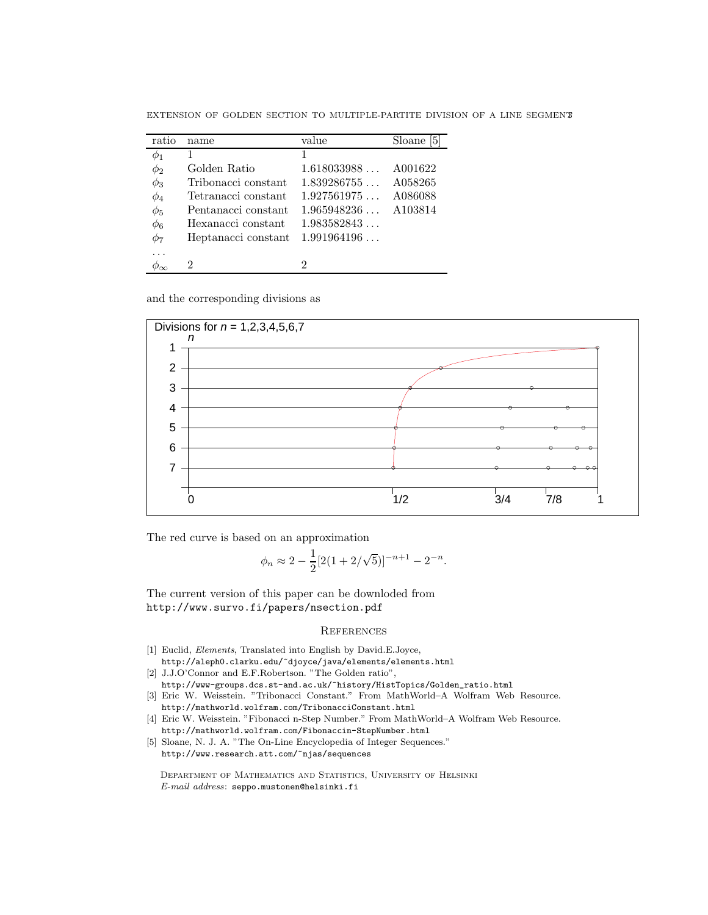| ratio | name | value | Sloane [5] |
|---|---|---|---|
| $\phi_1$ | 1 | 1 | |
| $\phi_2$ | Golden Ratio | 1.618033988 ... | A001622 |
| $\phi_3$ | Tribonacci constant | 1.839286755 ... | A058265 |
| $\phi_4$ | Tetranacci constant | 1.927561975 ... | A086088 |
| $\phi_5$ | Pentanacci constant | 1.965948236 ... | A103814 |
| $\phi_6$ | Hexanacci constant | 1.983582843 ... | |
| $\phi_7$ | Heptanacci constant | 1.991964196 ... | |
| ... | | | |
| $\phi_\infty$ | 2 | 2 | |

and the corresponding divisions as

Divisions for $n$ = 1,2,3,4,5,6,7

$n$

1
2
3
4
5
6
7

0
1/2
3/4
7/8
1

The red curve is based on an approximation

$$\phi_n \approx 2 - \frac{1}{2}[2(1 + 2/\sqrt{5})]^{-n+1} - 2^{-n}.$$

The current version of this paper can be downloaded from
`http://www.survo.fi/papers/nsection.pdf`

## References

[1] Euclid, *Elements*, Translated into English by David.E.Joyce,
`http://aleph0.clarku.edu/~djoyce/java/elements/elements.html`

[2] J.J.O'Connor and E.F.Robertson. "The Golden ratio",
`http://www-groups.dcs.st-and.ac.uk/~history/HistTopics/Golden_ratio.html`

[3] Eric W. Weisstein. "Tribonacci Constant." From MathWorld–A Wolfram Web Resource.
`http://mathworld.wolfram.com/TribonacciConstant.html`

[4] Eric W. Weisstein. "Fibonacci n-Step Number." From MathWorld–A Wolfram Web Resource.
`http://mathworld.wolfram.com/Fibonaccin-StepNumber.html`

[5] Sloane, N. J. A. "The On-Line Encyclopedia of Integer Sequences."
`http://www.research.att.com/~njas/sequences`

Department of Mathematics and Statistics, University of Helsinki
*E-mail address*: `seppo.mustonen@helsinki.fi`